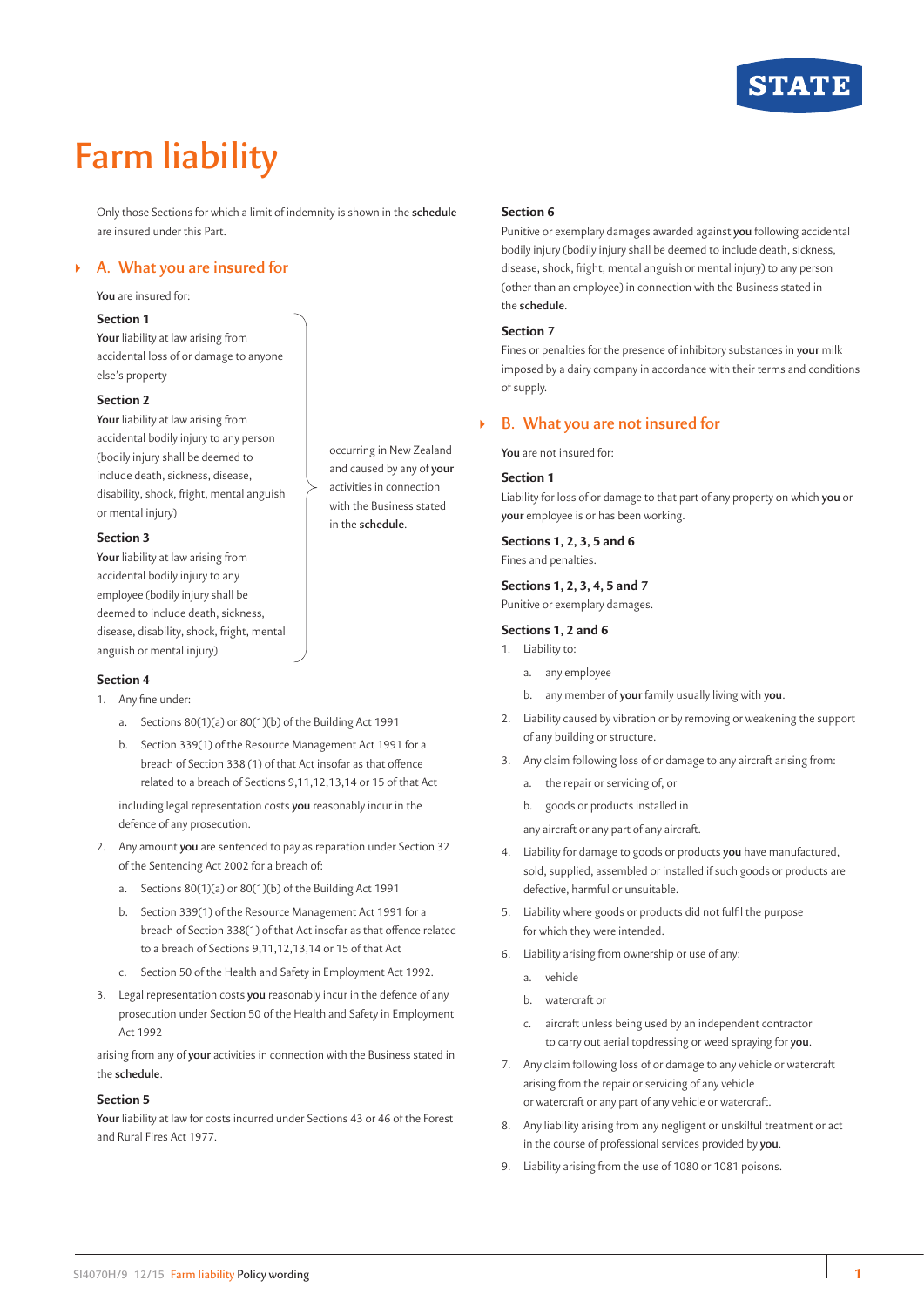# Farm liability

Only those Sections for which a limit of indemnity is shown in the **schedule** are insured under this Part.

## A. What you are insured for

**You** are insured for:

**Section 1**
**Your** liability at law arising from accidental loss of or damage to anyone else's property

**Section 2**
**Your** liability at law arising from accidental bodily injury to any person (bodily injury shall be deemed to include death, sickness, disease, disability, shock, fright, mental anguish or mental injury)

**Section 3**
**Your** liability at law arising from accidental bodily injury to any employee (bodily injury shall be deemed to include death, sickness, disease, disability, shock, fright, mental anguish or mental injury)

occurring in New Zealand and caused by any of **your** activities in connection with the Business stated in the **schedule**.

**Section 4**

1. Any fine under:
   a. Sections 80(1)(a) or 80(1)(b) of the Building Act 1991
   b. Section 339(1) of the Resource Management Act 1991 for a breach of Section 338 (1) of that Act insofar as that offence related to a breach of Sections 9,11,12,13,14 or 15 of that Act

   including legal representation costs **you** reasonably incur in the defence of any prosecution.
2. Any amount **you** are sentenced to pay as reparation under Section 32 of the Sentencing Act 2002 for a breach of:
   a. Sections 80(1)(a) or 80(1)(b) of the Building Act 1991
   b. Section 339(1) of the Resource Management Act 1991 for a breach of Section 338(1) of that Act insofar as that offence related to a breach of Sections 9,11,12,13,14 or 15 of that Act
   c. Section 50 of the Health and Safety in Employment Act 1992.
3. Legal representation costs **you** reasonably incur in the defence of any prosecution under Section 50 of the Health and Safety in Employment Act 1992

arising from any of **your** activities in connection with the Business stated in the **schedule**.

**Section 5**
**Your** liability at law for costs incurred under Sections 43 or 46 of the Forest and Rural Fires Act 1977.

**Section 6**
Punitive or exemplary damages awarded against **you** following accidental bodily injury (bodily injury shall be deemed to include death, sickness, disease, shock, fright, mental anguish or mental injury) to any person (other than an employee) in connection with the Business stated in the **schedule**.

**Section 7**
Fines or penalties for the presence of inhibitory substances in **your** milk imposed by a dairy company in accordance with their terms and conditions of supply.

## B. What you are not insured for

**You** are not insured for:

**Section 1**
Liability for loss of or damage to that part of any property on which **you** or **your** employee is or has been working.

**Sections 1, 2, 3, 5 and 6**
Fines and penalties.

**Sections 1, 2, 3, 4, 5 and 7**
Punitive or exemplary damages.

**Sections 1, 2 and 6**

1. Liability to:
   a. any employee
   b. any member of **your** family usually living with **you**.
2. Liability caused by vibration or by removing or weakening the support of any building or structure.
3. Any claim following loss of or damage to any aircraft arising from:
   a. the repair or servicing of, or
   b. goods or products installed in

   any aircraft or any part of any aircraft.
4. Liability for damage to goods or products **you** have manufactured, sold, supplied, assembled or installed if such goods or products are defective, harmful or unsuitable.
5. Liability where goods or products did not fulfil the purpose for which they were intended.
6. Liability arising from ownership or use of any:
   a. vehicle
   b. watercraft or
   c. aircraft unless being used by an independent contractor to carry out aerial topdressing or weed spraying for **you**.
7. Any claim following loss of or damage to any vehicle or watercraft arising from the repair or servicing of any vehicle or watercraft or any part of any vehicle or watercraft.
8. Any liability arising from any negligent or unskilful treatment or act in the course of professional services provided by **you**.
9. Liability arising from the use of 1080 or 1081 poisons.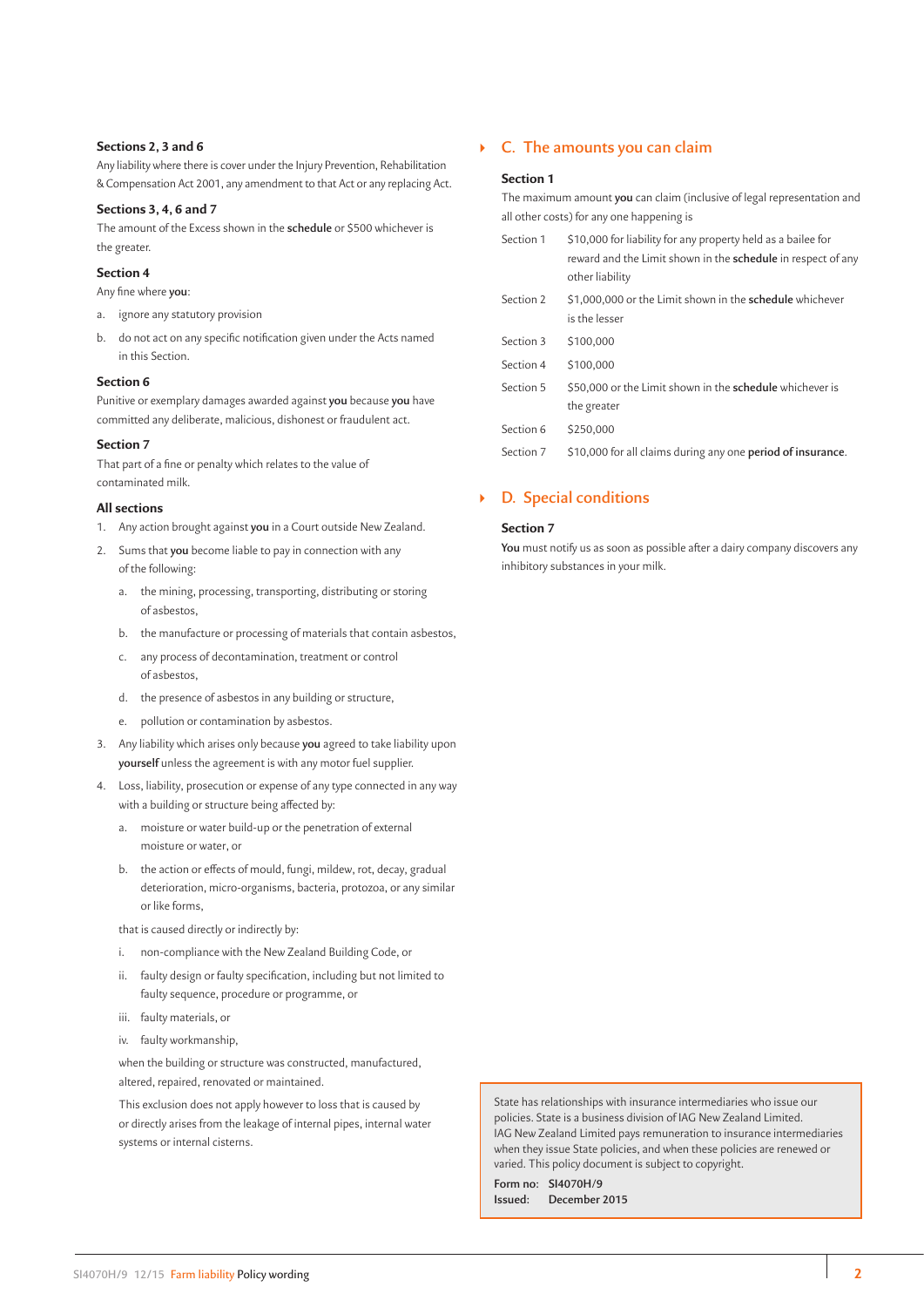**Sections 2, 3 and 6**

Any liability where there is cover under the Injury Prevention, Rehabilitation & Compensation Act 2001, any amendment to that Act or any replacing Act.

**Sections 3, 4, 6 and 7**

The amount of the Excess shown in the **schedule** or $500 whichever is the greater.

**Section 4**

Any fine where **you**:

a. ignore any statutory provision

b. do not act on any specific notification given under the Acts named in this Section.

**Section 6**

Punitive or exemplary damages awarded against **you** because **you** have committed any deliberate, malicious, dishonest or fraudulent act.

**Section 7**

That part of a fine or penalty which relates to the value of contaminated milk.

**All sections**

1. Any action brought against **you** in a Court outside New Zealand.
2. Sums that **you** become liable to pay in connection with any of the following:
   a. the mining, processing, transporting, distributing or storing of asbestos,
   b. the manufacture or processing of materials that contain asbestos,
   c. any process of decontamination, treatment or control of asbestos,
   d. the presence of asbestos in any building or structure,
   e. pollution or contamination by asbestos.
3. Any liability which arises only because **you** agreed to take liability upon **yourself** unless the agreement is with any motor fuel supplier.
4. Loss, liability, prosecution or expense of any type connected in any way with a building or structure being affected by:
   a. moisture or water build-up or the penetration of external moisture or water, or
   b. the action or effects of mould, fungi, mildew, rot, decay, gradual deterioration, micro-organisms, bacteria, protozoa, or any similar or like forms,

   that is caused directly or indirectly by:

   i. non-compliance with the New Zealand Building Code, or
   ii. faulty design or faulty specification, including but not limited to faulty sequence, procedure or programme, or
   iii. faulty materials, or
   iv. faulty workmanship,

   when the building or structure was constructed, manufactured, altered, repaired, renovated or maintained.

   This exclusion does not apply however to loss that is caused by or directly arises from the leakage of internal pipes, internal water systems or internal cisterns.

## C. The amounts you can claim

**Section 1**

The maximum amount **you** can claim (inclusive of legal representation and all other costs) for any one happening is

| | |
|---|---|
| Section 1 | $10,000 for liability for any property held as a bailee for reward and the Limit shown in the **schedule** in respect of any other liability |
| Section 2 | $1,000,000 or the Limit shown in the **schedule** whichever is the lesser |
| Section 3 | $100,000 |
| Section 4 | $100,000 |
| Section 5 | $50,000 or the Limit shown in the **schedule** whichever is the greater |
| Section 6 | $250,000 |
| Section 7 | $10,000 for all claims during any one **period of insurance**. |

## D. Special conditions

**Section 7**

**You** must notify us as soon as possible after a dairy company discovers any inhibitory substances in your milk.

State has relationships with insurance intermediaries who issue our policies. State is a business division of IAG New Zealand Limited. IAG New Zealand Limited pays remuneration to insurance intermediaries when they issue State policies, and when these policies are renewed or varied. This policy document is subject to copyright.

**Form no: SI4070H/9**
**Issued: December 2015**